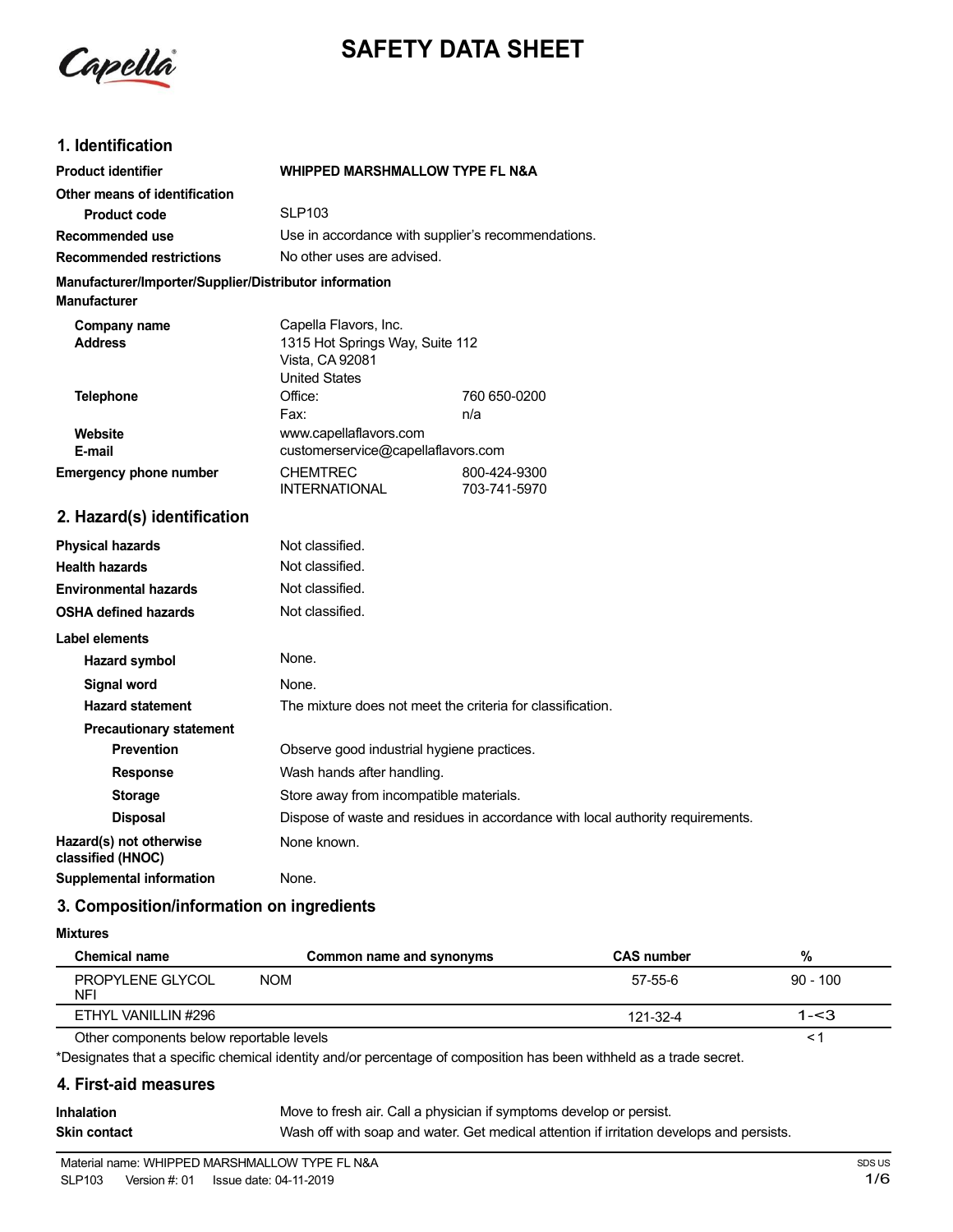Capella

# SAFETY DATA SHEET

## 1. Identification

| | | |
|---|---|---|
| **Product identifier** | **WHIPPED MARSHMALLOW TYPE FL N&A** | |
| **Other means of identification** | | |
| **Product code** | SLP103 | |
| **Recommended use** | Use in accordance with supplier's recommendations. | |
| **Recommended restrictions** | No other uses are advised. | |

**Manufacturer/Importer/Supplier/Distributor information**

**Manufacturer**

| | | |
|---|---|---|
| **Company name** | Capella Flavors, Inc. | |
| **Address** | 1315 Hot Springs Way, Suite 112<br>Vista, CA 92081<br>United States | |
| **Telephone** | Office: | 760 650-0200 |
| | Fax: | n/a |
| **Website** | www.capellaflavors.com | |
| **E-mail** | customerservice@capellaflavors.com | |
| **Emergency phone number** | CHEMTREC | 800-424-9300 |
| | INTERNATIONAL | 703-741-5970 |

## 2. Hazard(s) identification

| | |
|---|---|
| **Physical hazards** | Not classified. |
| **Health hazards** | Not classified. |
| **Environmental hazards** | Not classified. |
| **OSHA defined hazards** | Not classified. |

**Label elements**

| | |
|---|---|
| **Hazard symbol** | None. |
| **Signal word** | None. |
| **Hazard statement** | The mixture does not meet the criteria for classification. |
| **Precautionary statement** | |
| **Prevention** | Observe good industrial hygiene practices. |
| **Response** | Wash hands after handling. |
| **Storage** | Store away from incompatible materials. |
| **Disposal** | Dispose of waste and residues in accordance with local authority requirements. |
| **Hazard(s) not otherwise classified (HNOC)** | None known. |
| **Supplemental information** | None. |

## 3. Composition/information on ingredients

**Mixtures**

| Chemical name | Common name and synonyms | CAS number | % |
|---|---|---|---|
| PROPYLENE GLYCOL NFI | NOM | 57-55-6 | 90 - 100 |
| ETHYL VANILLIN #296 | | 121-32-4 | 1-<3 |
| Other components below reportable levels | | | <1 |

*Designates that a specific chemical identity and/or percentage of composition has been withheld as a trade secret.

## 4. First-aid measures

| | |
|---|---|
| **Inhalation** | Move to fresh air. Call a physician if symptoms develop or persist. |
| **Skin contact** | Wash off with soap and water. Get medical attention if irritation develops and persists. |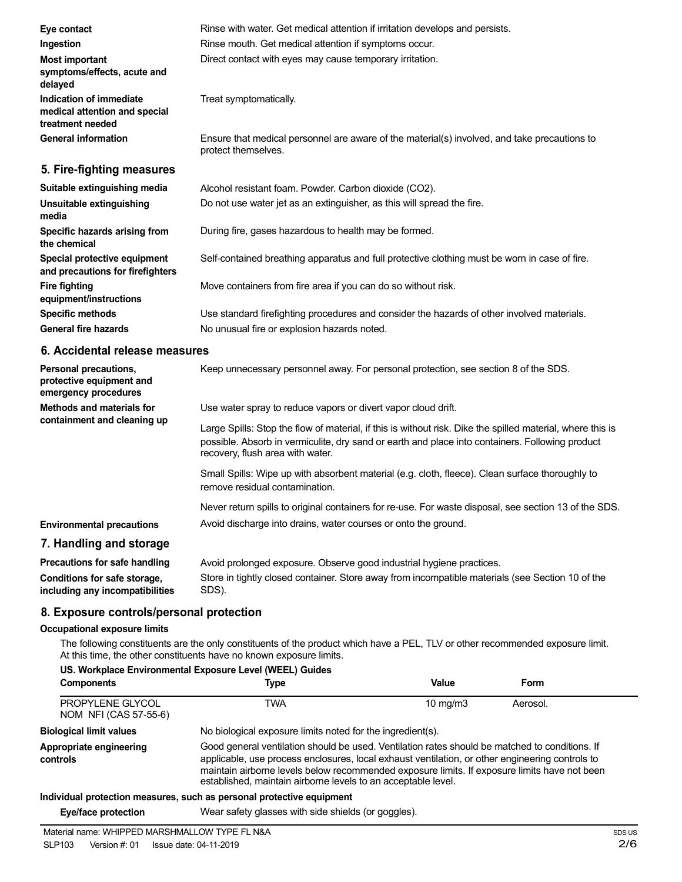**Eye contact** Rinse with water. Get medical attention if irritation develops and persists.

**Ingestion** Rinse mouth. Get medical attention if symptoms occur.

**Most important symptoms/effects, acute and delayed** Direct contact with eyes may cause temporary irritation.

**Indication of immediate medical attention and special treatment needed** Treat symptomatically.

**General information** Ensure that medical personnel are aware of the material(s) involved, and take precautions to protect themselves.

## 5. Fire-fighting measures

**Suitable extinguishing media** Alcohol resistant foam. Powder. Carbon dioxide ($CO_2$).

**Unsuitable extinguishing media** Do not use water jet as an extinguisher, as this will spread the fire.

**Specific hazards arising from the chemical** During fire, gases hazardous to health may be formed.

**Special protective equipment and precautions for firefighters** Self-contained breathing apparatus and full protective clothing must be worn in case of fire.

**Fire fighting equipment/instructions** Move containers from fire area if you can do so without risk.

**Specific methods** Use standard firefighting procedures and consider the hazards of other involved materials.

**General fire hazards** No unusual fire or explosion hazards noted.

## 6. Accidental release measures

**Personal precautions, protective equipment and emergency procedures** Keep unnecessary personnel away. For personal protection, see section 8 of the SDS.

**Methods and materials for containment and cleaning up** Use water spray to reduce vapors or divert vapor cloud drift.

Large Spills: Stop the flow of material, if this is without risk. Dike the spilled material, where this is possible. Absorb in vermiculite, dry sand or earth and place into containers. Following product recovery, flush area with water.

Small Spills: Wipe up with absorbent material (e.g. cloth, fleece). Clean surface thoroughly to remove residual contamination.

Never return spills to original containers for re-use. For waste disposal, see section 13 of the SDS.

**Environmental precautions** Avoid discharge into drains, water courses or onto the ground.

## 7. Handling and storage

**Precautions for safe handling** Avoid prolonged exposure. Observe good industrial hygiene practices.

**Conditions for safe storage, including any incompatibilities** Store in tightly closed container. Store away from incompatible materials (see Section 10 of the SDS).

## 8. Exposure controls/personal protection

**Occupational exposure limits**

The following constituents are the only constituents of the product which have a PEL, TLV or other recommended exposure limit. At this time, the other constituents have no known exposure limits.

**US. Workplace Environmental Exposure Level (WEEL) Guides**

| Components | Type | Value | Form |
|---|---|---|---|
| PROPYLENE GLYCOL NOM NFI (CAS 57-55-6) | TWA | 10 mg/m3 | Aerosol. |

**Biological limit values** No biological exposure limits noted for the ingredient(s).

**Appropriate engineering controls** Good general ventilation should be used. Ventilation rates should be matched to conditions. If applicable, use process enclosures, local exhaust ventilation, or other engineering controls to maintain airborne levels below recommended exposure limits. If exposure limits have not been established, maintain airborne levels to an acceptable level.

**Individual protection measures, such as personal protective equipment**

**Eye/face protection** Wear safety glasses with side shields (or goggles).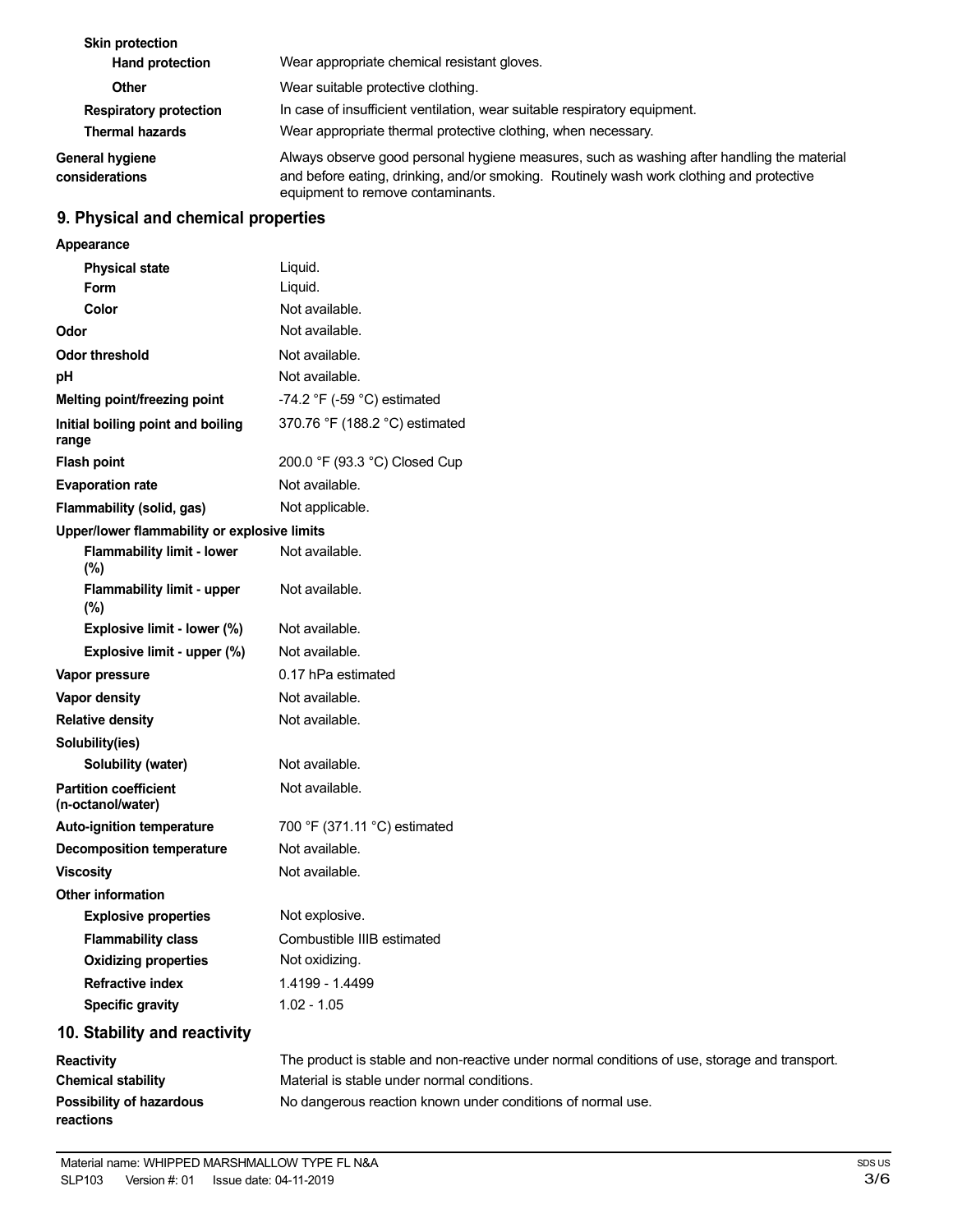| | |
|---|---|
| **Skin protection** | |
| **Hand protection** | Wear appropriate chemical resistant gloves. |
| **Other** | Wear suitable protective clothing. |
| **Respiratory protection** | In case of insufficient ventilation, wear suitable respiratory equipment. |
| **Thermal hazards** | Wear appropriate thermal protective clothing, when necessary. |
| **General hygiene considerations** | Always observe good personal hygiene measures, such as washing after handling the material and before eating, drinking, and/or smoking. Routinely wash work clothing and protective equipment to remove contaminants. |

## 9. Physical and chemical properties

| | |
|---|---|
| **Appearance** | |
| **Physical state** | Liquid. |
| **Form** | Liquid. |
| **Color** | Not available. |
| **Odor** | Not available. |
| **Odor threshold** | Not available. |
| **pH** | Not available. |
| **Melting point/freezing point** | -74.2 °F (-59 °C) estimated |
| **Initial boiling point and boiling range** | 370.76 °F (188.2 °C) estimated |
| **Flash point** | 200.0 °F (93.3 °C) Closed Cup |
| **Evaporation rate** | Not available. |
| **Flammability (solid, gas)** | Not applicable. |
| **Upper/lower flammability or explosive limits** | |
| **Flammability limit - lower (%)** | Not available. |
| **Flammability limit - upper (%)** | Not available. |
| **Explosive limit - lower (%)** | Not available. |
| **Explosive limit - upper (%)** | Not available. |
| **Vapor pressure** | 0.17 hPa estimated |
| **Vapor density** | Not available. |
| **Relative density** | Not available. |
| **Solubility(ies)** | |
| **Solubility (water)** | Not available. |
| **Partition coefficient (n-octanol/water)** | Not available. |
| **Auto-ignition temperature** | 700 °F (371.11 °C) estimated |
| **Decomposition temperature** | Not available. |
| **Viscosity** | Not available. |
| **Other information** | |
| **Explosive properties** | Not explosive. |
| **Flammability class** | Combustible IIIB estimated |
| **Oxidizing properties** | Not oxidizing. |
| **Refractive index** | 1.4199 - 1.4499 |
| **Specific gravity** | 1.02 - 1.05 |

## 10. Stability and reactivity

| | |
|---|---|
| **Reactivity** | The product is stable and non-reactive under normal conditions of use, storage and transport. |
| **Chemical stability** | Material is stable under normal conditions. |
| **Possibility of hazardous reactions** | No dangerous reaction known under conditions of normal use. |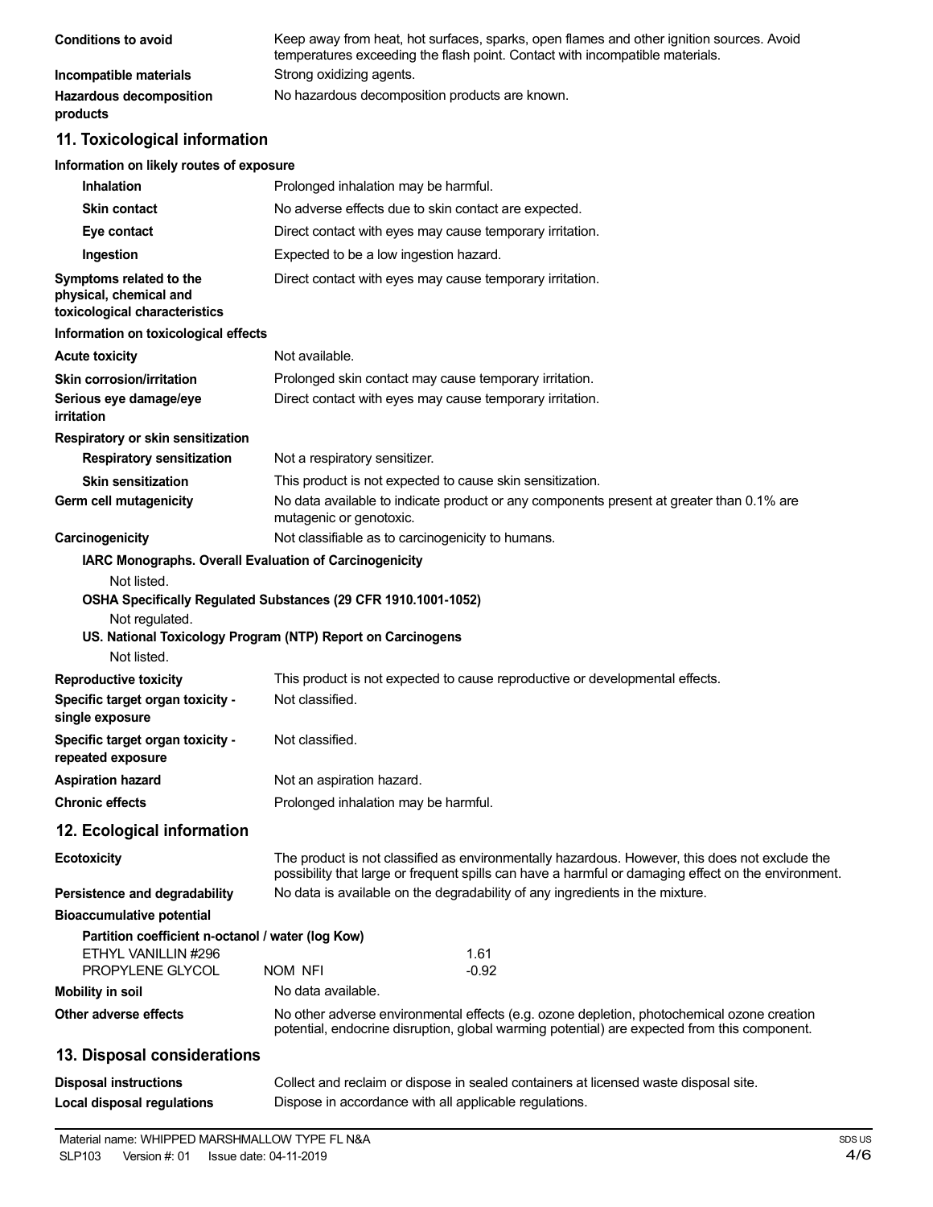**Conditions to avoid** Keep away from heat, hot surfaces, sparks, open flames and other ignition sources. Avoid temperatures exceeding the flash point. Contact with incompatible materials.

**Incompatible materials** Strong oxidizing agents.

**Hazardous decomposition products** No hazardous decomposition products are known.

## 11. Toxicological information

**Information on likely routes of exposure**

**Inhalation** Prolonged inhalation may be harmful.

**Skin contact** No adverse effects due to skin contact are expected.

**Eye contact** Direct contact with eyes may cause temporary irritation.

**Ingestion** Expected to be a low ingestion hazard.

**Symptoms related to the physical, chemical and toxicological characteristics** Direct contact with eyes may cause temporary irritation.

**Information on toxicological effects**

**Acute toxicity** Not available.

**Skin corrosion/irritation** Prolonged skin contact may cause temporary irritation.

**Serious eye damage/eye irritation** Direct contact with eyes may cause temporary irritation.

**Respiratory or skin sensitization**

**Respiratory sensitization** Not a respiratory sensitizer.

**Skin sensitization** This product is not expected to cause skin sensitization.

**Germ cell mutagenicity** No data available to indicate product or any components present at greater than 0.1% are mutagenic or genotoxic.

**Carcinogenicity** Not classifiable as to carcinogenicity to humans.

**IARC Monographs. Overall Evaluation of Carcinogenicity**

Not listed.

**OSHA Specifically Regulated Substances (29 CFR 1910.1001-1052)**

Not regulated.

**US. National Toxicology Program (NTP) Report on Carcinogens**

Not listed.

**Reproductive toxicity** This product is not expected to cause reproductive or developmental effects.

**Specific target organ toxicity - single exposure** Not classified.

**Specific target organ toxicity - repeated exposure** Not classified.

**Aspiration hazard** Not an aspiration hazard.

**Chronic effects** Prolonged inhalation may be harmful.

## 12. Ecological information

**Ecotoxicity** The product is not classified as environmentally hazardous. However, this does not exclude the possibility that large or frequent spills can have a harmful or damaging effect on the environment.

**Persistence and degradability** No data is available on the degradability of any ingredients in the mixture.

**Bioaccumulative potential**

**Partition coefficient n-octanol / water (log Kow)**

| | | |
|---|---|---|
| ETHYL VANILLIN #296 | | 1.61 |
| PROPYLENE GLYCOL | NOM NFI | -0.92 |

**Mobility in soil** No data available.

**Other adverse effects** No other adverse environmental effects (e.g. ozone depletion, photochemical ozone creation potential, endocrine disruption, global warming potential) are expected from this component.

## 13. Disposal considerations

**Disposal instructions** Collect and reclaim or dispose in sealed containers at licensed waste disposal site.

**Local disposal regulations** Dispose in accordance with all applicable regulations.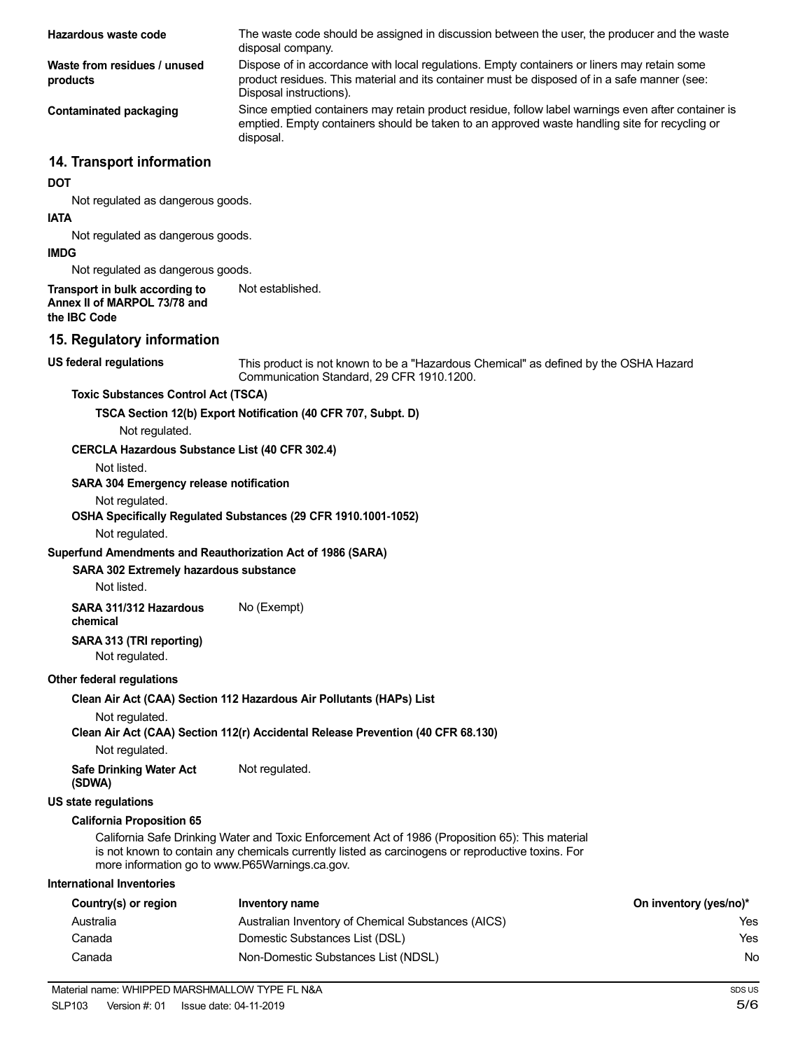**Hazardous waste code** The waste code should be assigned in discussion between the user, the producer and the waste disposal company.

**Waste from residues / unused products** Dispose of in accordance with local regulations. Empty containers or liners may retain some product residues. This material and its container must be disposed of in a safe manner (see: Disposal instructions).

**Contaminated packaging** Since emptied containers may retain product residue, follow label warnings even after container is emptied. Empty containers should be taken to an approved waste handling site for recycling or disposal.

## 14. Transport information

**DOT**

Not regulated as dangerous goods.

**IATA**

Not regulated as dangerous goods.

**IMDG**

Not regulated as dangerous goods.

**Transport in bulk according to Annex II of MARPOL 73/78 and the IBC Code** Not established.

## 15. Regulatory information

**US federal regulations** This product is not known to be a "Hazardous Chemical" as defined by the OSHA Hazard Communication Standard, 29 CFR 1910.1200.

**Toxic Substances Control Act (TSCA)**

**TSCA Section 12(b) Export Notification (40 CFR 707, Subpt. D)**

Not regulated.

**CERCLA Hazardous Substance List (40 CFR 302.4)**

Not listed.

**SARA 304 Emergency release notification**

Not regulated.

**OSHA Specifically Regulated Substances (29 CFR 1910.1001-1052)**

Not regulated.

**Superfund Amendments and Reauthorization Act of 1986 (SARA)**

**SARA 302 Extremely hazardous substance**

Not listed.

**SARA 311/312 Hazardous chemical** No (Exempt)

**SARA 313 (TRI reporting)**

Not regulated.

**Other federal regulations**

**Clean Air Act (CAA) Section 112 Hazardous Air Pollutants (HAPs) List**

Not regulated.

**Clean Air Act (CAA) Section 112(r) Accidental Release Prevention (40 CFR 68.130)**

Not regulated.

**Safe Drinking Water Act (SDWA)** Not regulated.

**US state regulations**

**California Proposition 65**

California Safe Drinking Water and Toxic Enforcement Act of 1986 (Proposition 65): This material is not known to contain any chemicals currently listed as carcinogens or reproductive toxins. For more information go to www.P65Warnings.ca.gov.

**International Inventories**

| Country(s) or region | Inventory name | On inventory (yes/no)* |
|---|---|---|
| Australia | Australian Inventory of Chemical Substances (AICS) | Yes |
| Canada | Domestic Substances List (DSL) | Yes |
| Canada | Non-Domestic Substances List (NDSL) | No |

Material name: WHIPPED MARSHMALLOW TYPE FL N&A

SLP103 Version #: 01 Issue date: 04-11-2019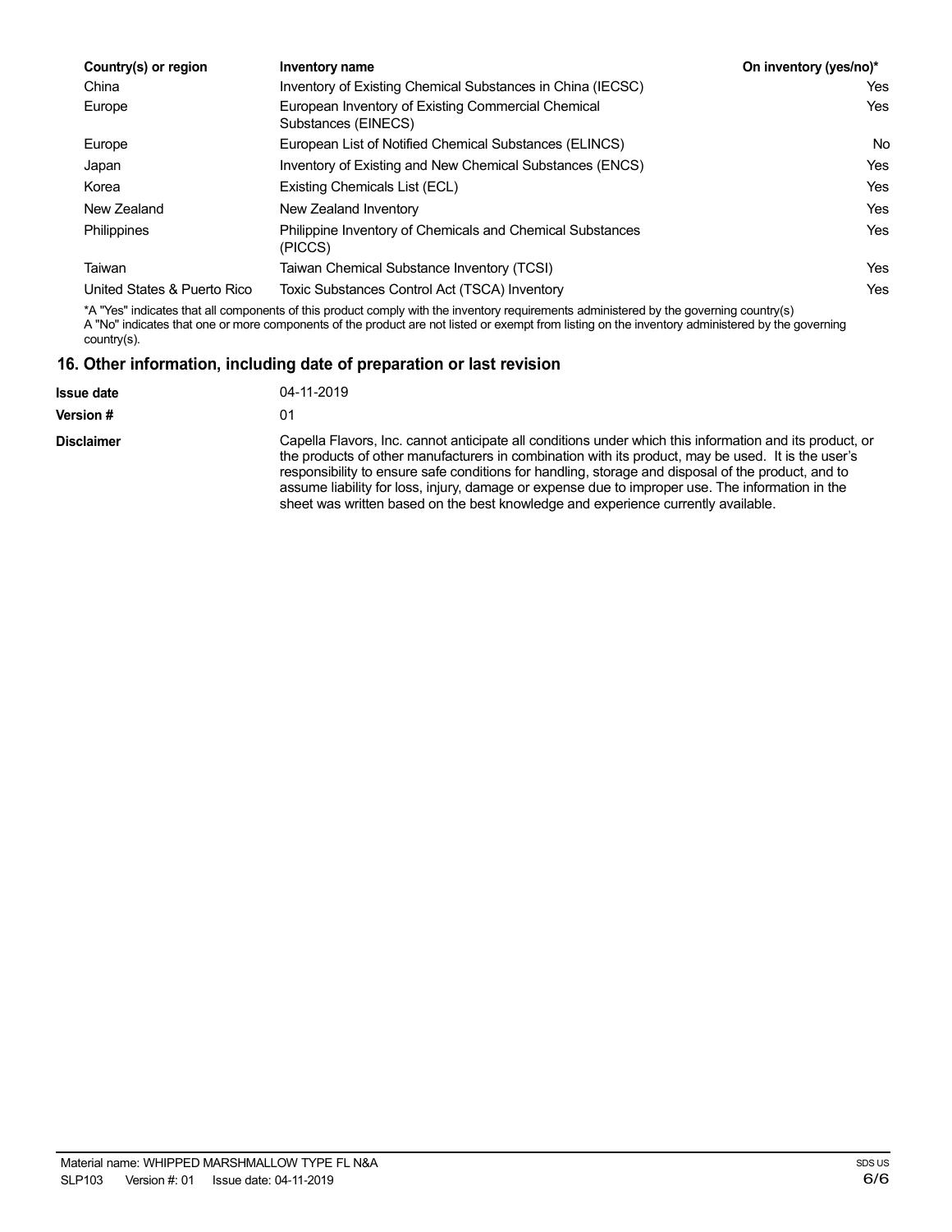| Country(s) or region | Inventory name | On inventory (yes/no)* |
| --- | --- | --- |
| China | Inventory of Existing Chemical Substances in China (IECSC) | Yes |
| Europe | European Inventory of Existing Commercial Chemical Substances (EINECS) | Yes |
| Europe | European List of Notified Chemical Substances (ELINCS) | No |
| Japan | Inventory of Existing and New Chemical Substances (ENCS) | Yes |
| Korea | Existing Chemicals List (ECL) | Yes |
| New Zealand | New Zealand Inventory | Yes |
| Philippines | Philippine Inventory of Chemicals and Chemical Substances (PICCS) | Yes |
| Taiwan | Taiwan Chemical Substance Inventory (TCSI) | Yes |
| United States & Puerto Rico | Toxic Substances Control Act (TSCA) Inventory | Yes |

*A "Yes" indicates that all components of this product comply with the inventory requirements administered by the governing country(s)
A "No" indicates that one or more components of the product are not listed or exempt from listing on the inventory administered by the governing country(s).

## 16. Other information, including date of preparation or last revision

**Issue date** 04-11-2019

**Version #** 01

**Disclaimer** Capella Flavors, Inc. cannot anticipate all conditions under which this information and its product, or the products of other manufacturers in combination with its product, may be used. It is the user's responsibility to ensure safe conditions for handling, storage and disposal of the product, and to assume liability for loss, injury, damage or expense due to improper use. The information in the sheet was written based on the best knowledge and experience currently available.